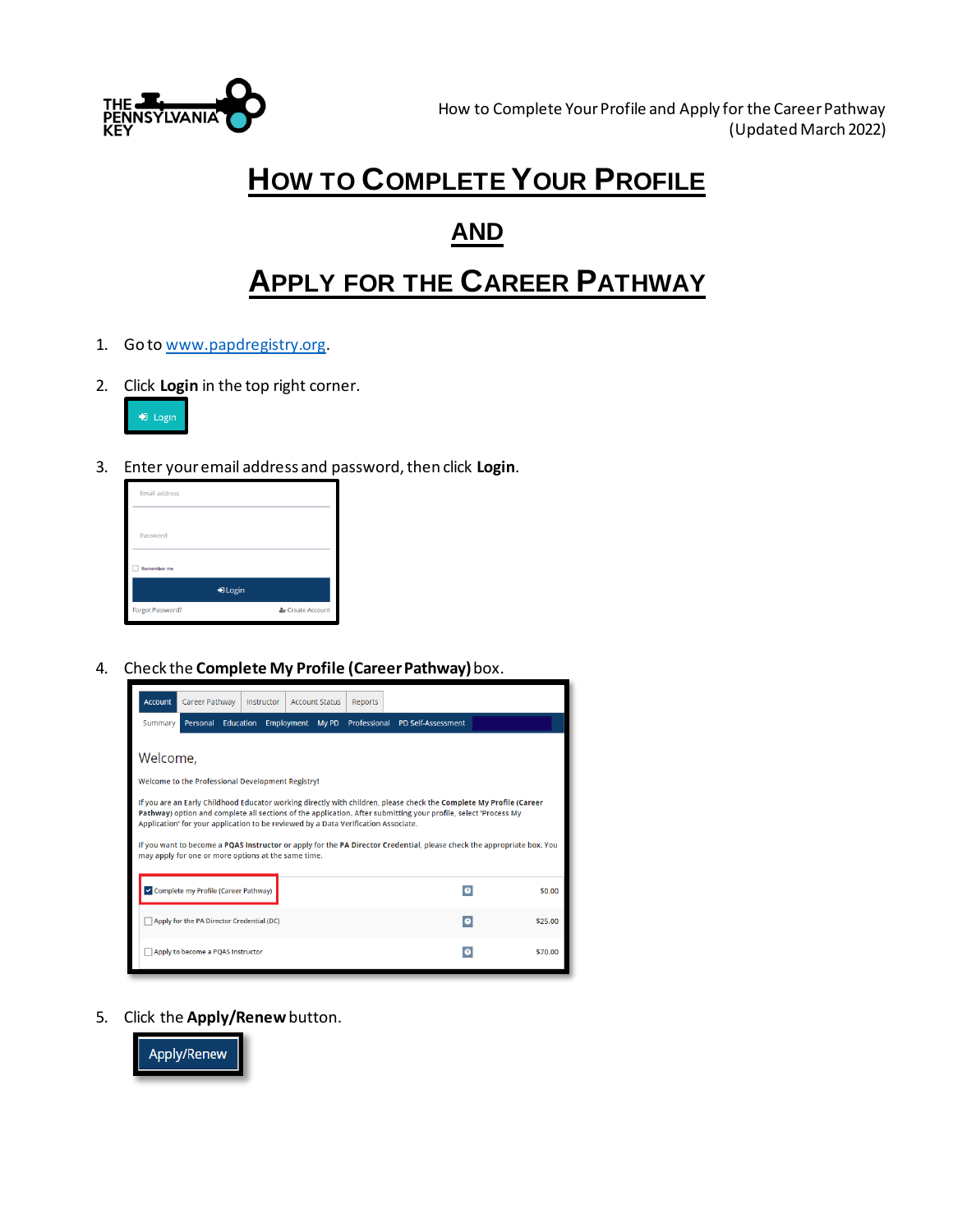# How to Complete Your Profile

# and

# Apply for the Career Pathway

1. Go to www.papdregistry.org.
2. Click **Login** in the top right corner.

   Login

3. Enter your email address and password, then click **Login**.

   Email address
   Password
   Remember me
   Login
   Forgot Password? Create Account

4. Check the **Complete My Profile (Career Pathway)** box.

   Account | Career Pathway | Instructor | Account Status | Reports

   Summary | Personal | Education | Employment | My PD | Professional | PD Self-Assessment

   Welcome,

   Welcome to the Professional Development Registry!

   If you are an Early Childhood Educator working directly with children, please check the **Complete My Profile (Career Pathway)** option and complete all sections of the application. After submitting your profile, select 'Process My Application' for your application to be reviewed by a Data Verification Associate.

   If you want to become a **PQAS Instructor** or apply for the **PA Director Credential**, please check the appropriate box. You may apply for one or more options at the same time.

   | Option | Fee |
   | --- | --- |
   | ☑ Complete my Profile (Career Pathway) | $0.00 |
   | ☐ Apply for the PA Director Credential (DC) | $25.00 |
   | ☐ Apply to become a PQAS Instructor | $70.00 |

5. Click the **Apply/Renew** button.

   Apply/Renew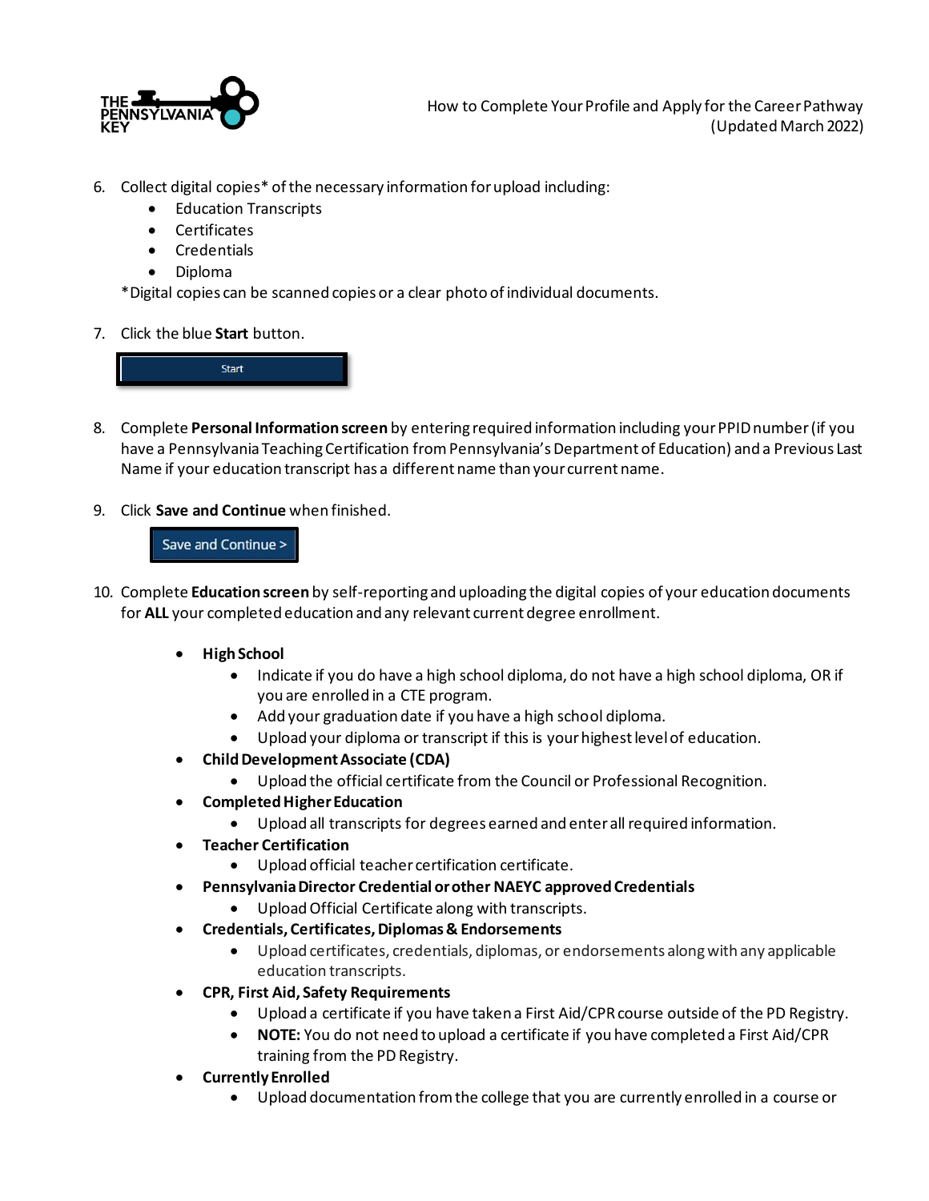6. Collect digital copies* of the necessary information for upload including:
   - Education Transcripts
   - Certificates
   - Credentials
   - Diploma

   *Digital copies can be scanned copies or a clear photo of individual documents.

7. Click the blue **Start** button.

   Start

8. Complete **Personal Information screen** by entering required information including your PPID number (if you have a Pennsylvania Teaching Certification from Pennsylvania's Department of Education) and a Previous Last Name if your education transcript has a different name than your current name.

9. Click **Save and Continue** when finished.

   Save and Continue >

10. Complete **Education screen** by self-reporting and uploading the digital copies of your education documents for **ALL** your completed education and any relevant current degree enrollment.

    - **High School**
      - Indicate if you do have a high school diploma, do not have a high school diploma, OR if you are enrolled in a CTE program.
      - Add your graduation date if you have a high school diploma.
      - Upload your diploma or transcript if this is your highest level of education.
    - **Child Development Associate (CDA)**
      - Upload the official certificate from the Council or Professional Recognition.
    - **Completed Higher Education**
      - Upload all transcripts for degrees earned and enter all required information.
    - **Teacher Certification**
      - Upload official teacher certification certificate.
    - **Pennsylvania Director Credential or other NAEYC approved Credentials**
      - Upload Official Certificate along with transcripts.
    - **Credentials, Certificates, Diplomas & Endorsements**
      - Upload certificates, credentials, diplomas, or endorsements along with any applicable education transcripts.
    - **CPR, First Aid, Safety Requirements**
      - Upload a certificate if you have taken a First Aid/CPR course outside of the PD Registry.
      - **NOTE:** You do not need to upload a certificate if you have completed a First Aid/CPR training from the PD Registry.
    - **Currently Enrolled**
      - Upload documentation from the college that you are currently enrolled in a course or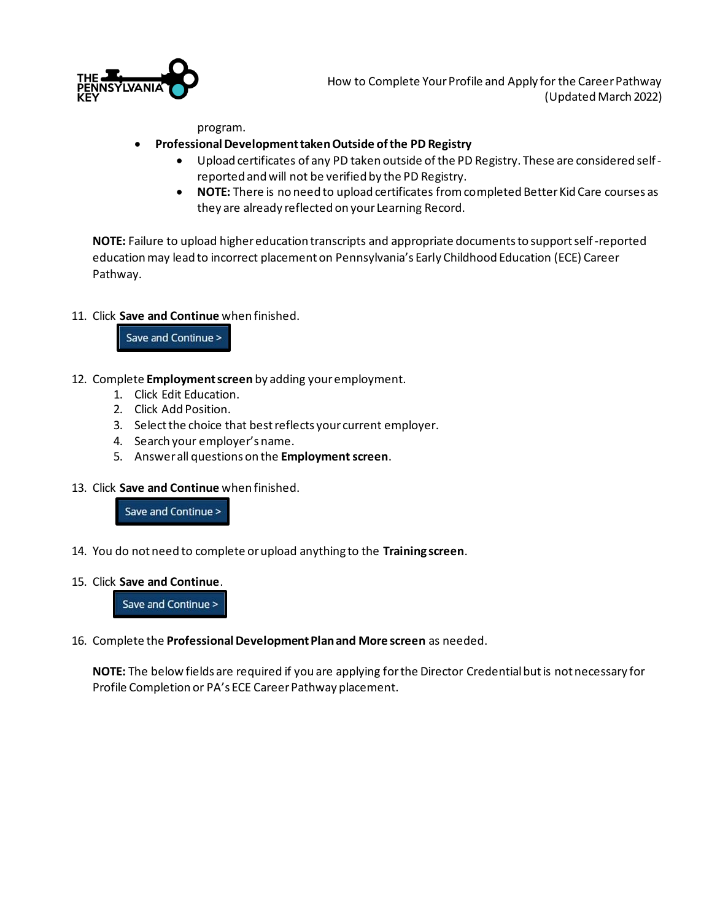program.

- **Professional Development taken Outside of the PD Registry**
  - Upload certificates of any PD taken outside of the PD Registry. These are considered self-reported and will not be verified by the PD Registry.
  - **NOTE:** There is no need to upload certificates from completed Better Kid Care courses as they are already reflected on your Learning Record.

**NOTE:** Failure to upload higher education transcripts and appropriate documents to support self-reported education may lead to incorrect placement on Pennsylvania's Early Childhood Education (ECE) Career Pathway.

11. Click **Save and Continue** when finished.

    Save and Continue >

12. Complete **Employment screen** by adding your employment.
    1. Click Edit Education.
    2. Click Add Position.
    3. Select the choice that best reflects your current employer.
    4. Search your employer's name.
    5. Answer all questions on the **Employment screen**.

13. Click **Save and Continue** when finished.

    Save and Continue >

14. You do not need to complete or upload anything to the **Training screen**.

15. Click **Save and Continue**.

    Save and Continue >

16. Complete the **Professional Development Plan and More screen** as needed.

    **NOTE:** The below fields are required if you are applying for the Director Credential but is not necessary for Profile Completion or PA's ECE Career Pathway placement.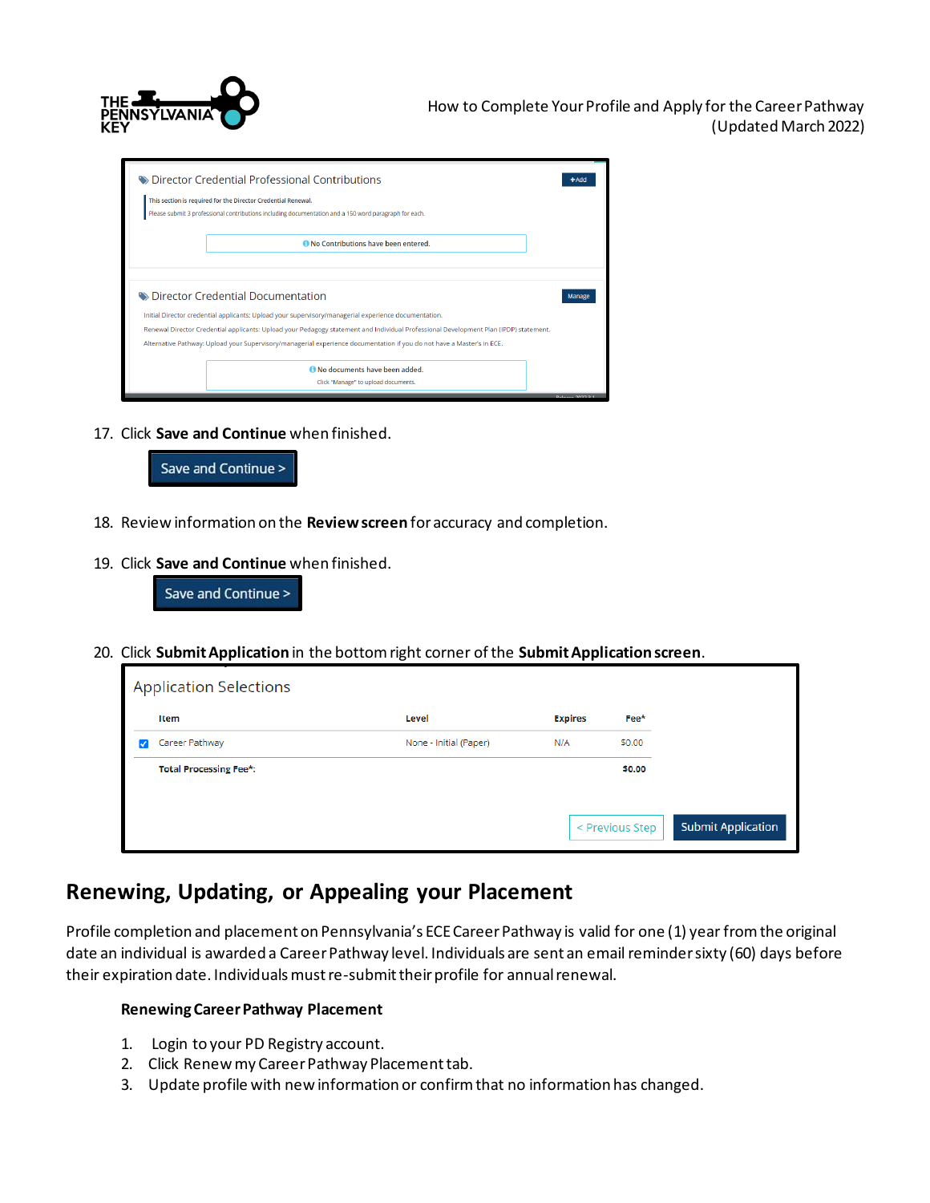Director Credential Professional Contributions

+Add

This section is required for the Director Credential Renewal.

Please submit 3 professional contributions including documentation and a 150 word paragraph for each.

No Contributions have been entered.

Director Credential Documentation

Manage

Initial Director credential applicants: Upload your supervisory/managerial experience documentation.

Renewal Director Credential applicants: Upload your Pedagogy statement and Individual Professional Development Plan (IPDP) statement.

Alternative Pathway: Upload your Supervisory/managerial experience documentation if you do not have a Master's in ECE.

No documents have been added.

Click "Manage" to upload documents.

17. Click **Save and Continue** when finished.

Save and Continue >

18. Review information on the **Review screen** for accuracy and completion.

19. Click **Save and Continue** when finished.

Save and Continue >

20. Click **Submit Application** in the bottom right corner of the **Submit Application screen**.

Application Selections

| | Item | Level | Expires | Fee* |
|---|---|---|---|---|
| ☑ | Career Pathway | None - Initial (Paper) | N/A | $0.00 |
| | Total Processing Fee*: | | | $0.00 |

< Previous Step    Submit Application

## Renewing, Updating, or Appealing your Placement

Profile completion and placement on Pennsylvania's ECE Career Pathway is valid for one (1) year from the original date an individual is awarded a Career Pathway level. Individuals are sent an email reminder sixty (60) days before their expiration date. Individuals must re-submit their profile for annual renewal.

**Renewing Career Pathway Placement**

1. Login to your PD Registry account.
2. Click Renew my Career Pathway Placement tab.
3. Update profile with new information or confirm that no information has changed.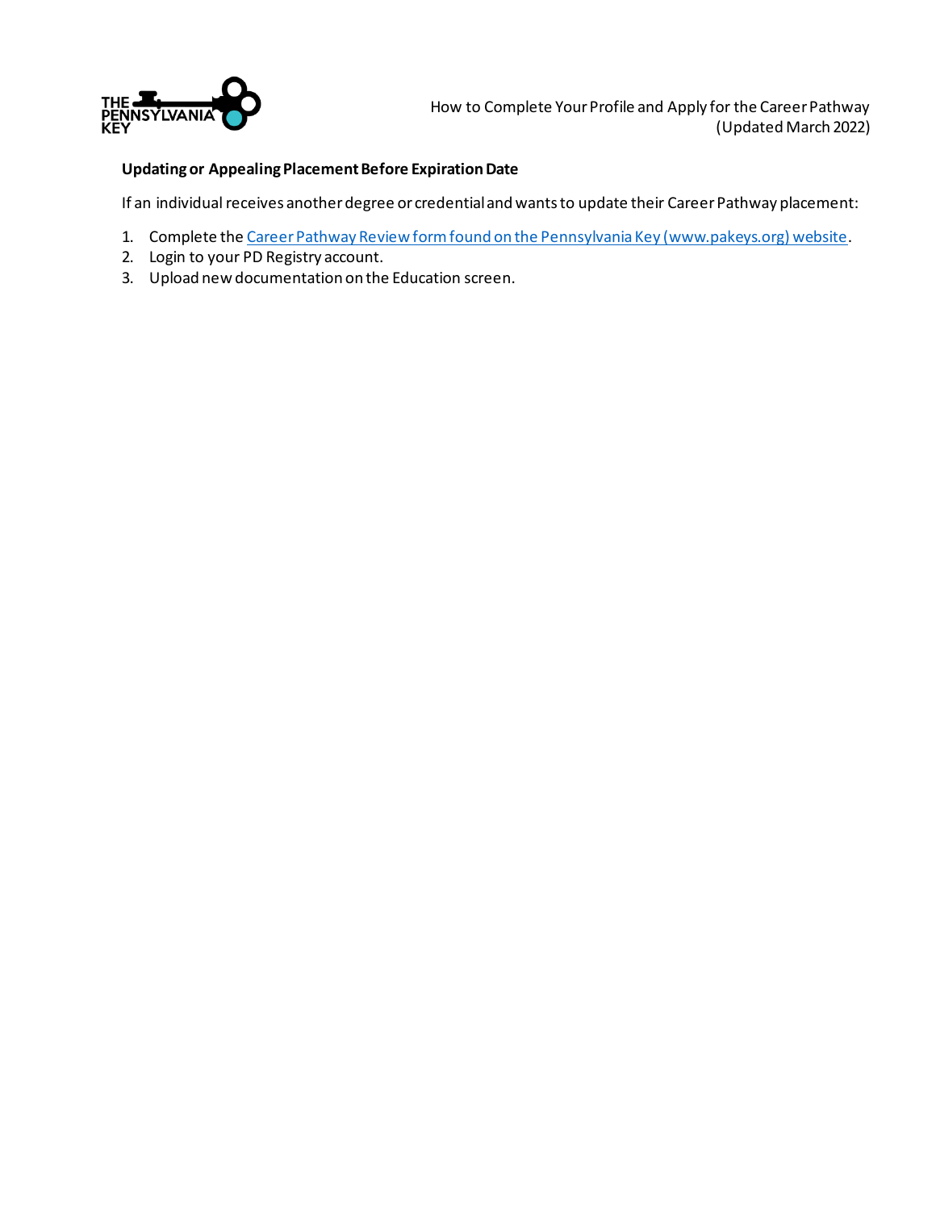**Updating or Appealing Placement Before Expiration Date**

If an individual receives another degree or credential and wants to update their Career Pathway placement:

1. Complete the Career Pathway Review form found on the Pennsylvania Key (www.pakeys.org) website.
2. Login to your PD Registry account.
3. Upload new documentation on the Education screen.